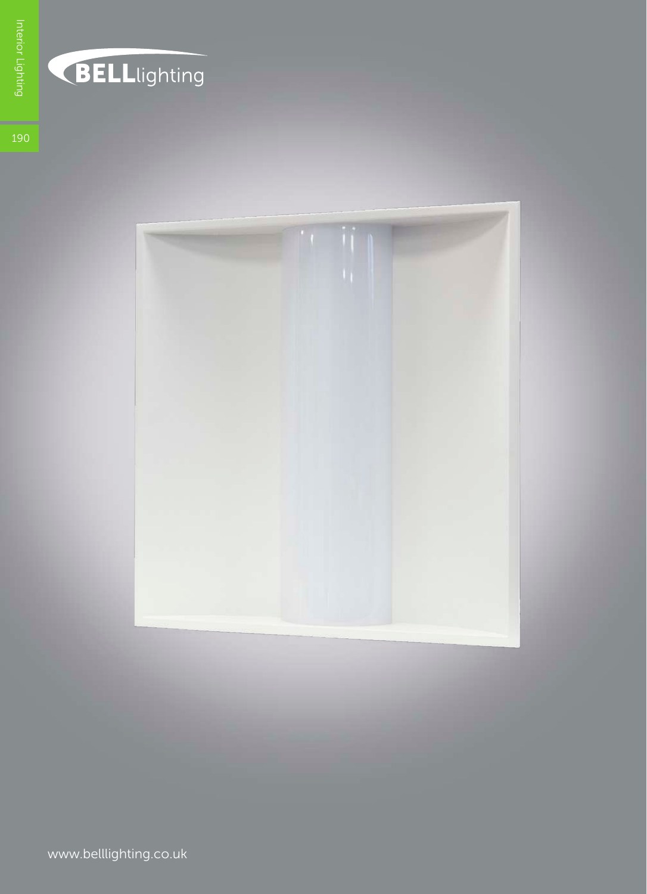BELLlighting

www.belllighting.co.uk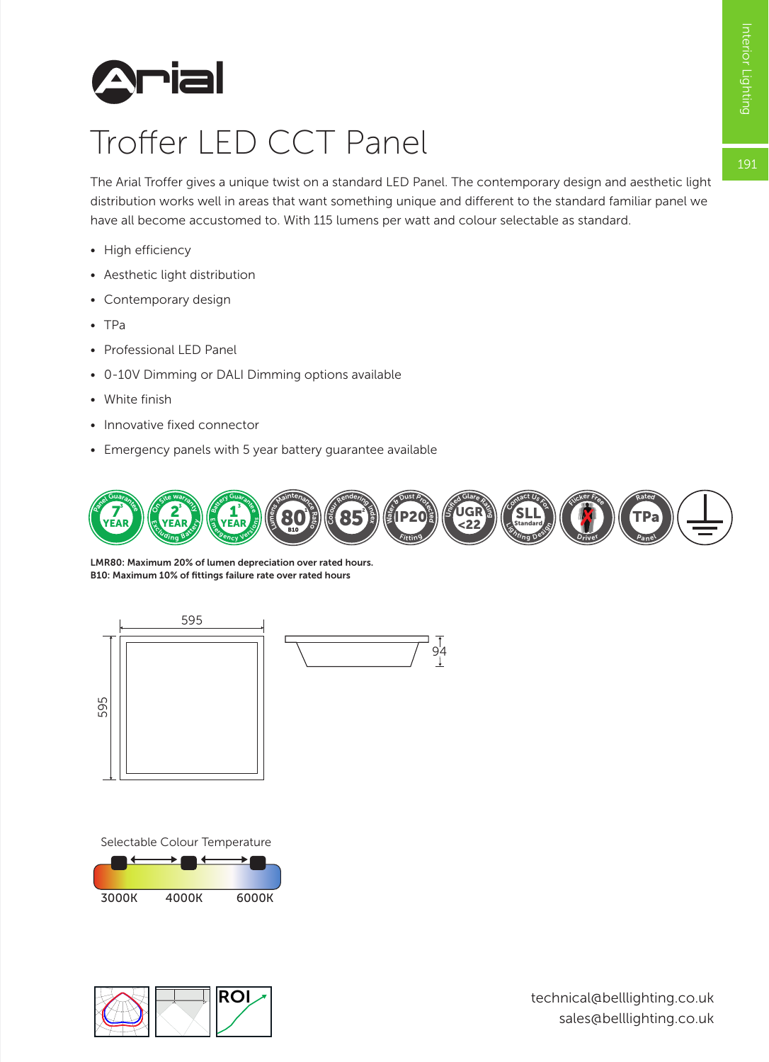# Arial

## Troffer LED CCT Panel

The Arial Troffer gives a unique twist on a standard LED Panel. The contemporary design and aesthetic light distribution works well in areas that want something unique and different to the standard familiar panel we have all become accustomed to. With 115 lumens per watt and colour selectable as standard.

- High efficiency
- Aesthetic light distribution
- Contemporary design
- TPa
- Professional LED Panel
- 0-10V Dimming or DALI Dimming options available
- White finish
- Innovative fixed connector
- Emergency panels with 5 year battery guarantee available

**LMR80: Maximum 20% of lumen depreciation over rated hours.**
**B10: Maximum 10% of fittings failure rate over rated hours**

595

595

94

Selectable Colour Temperature

3000K 4000K 6000K

technical@belllighting.co.uk
sales@belllighting.co.uk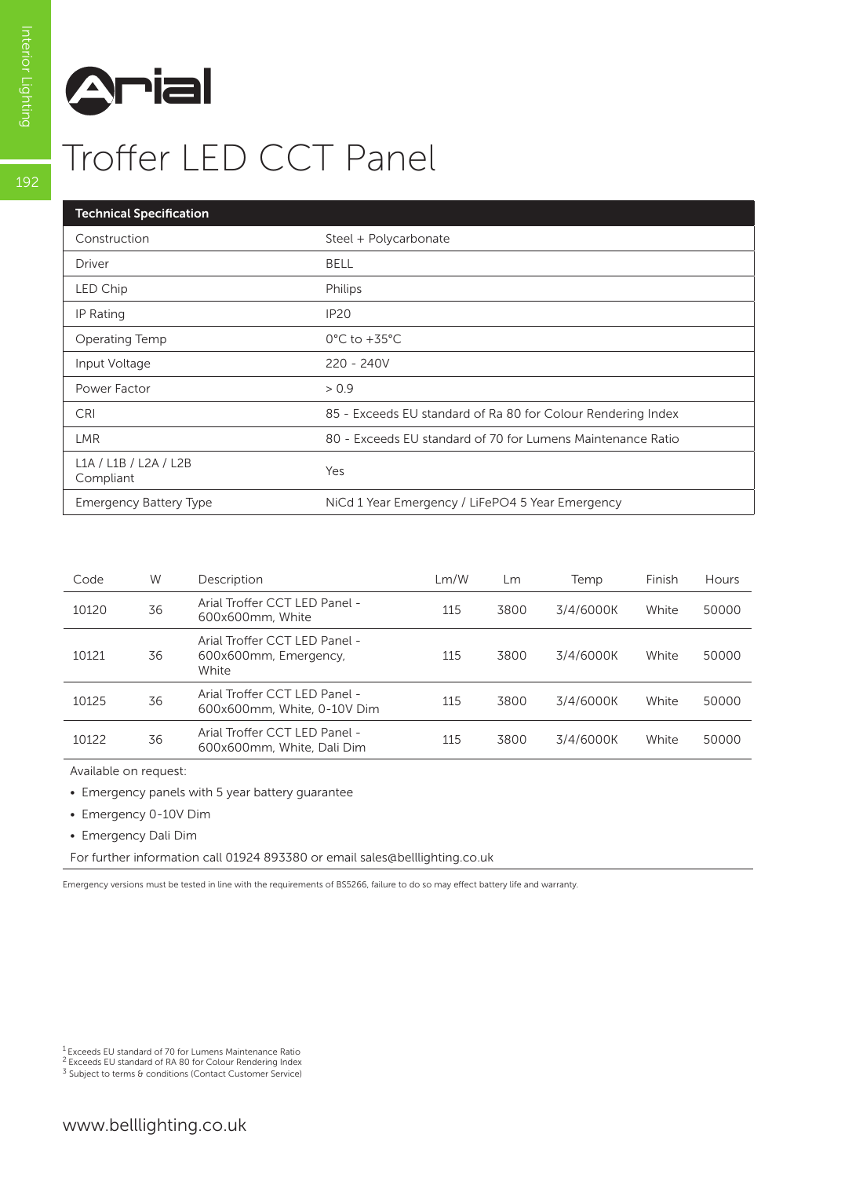# Arial

# Troffer LED CCT Panel

| Technical Specification | |
|---|---|
| Construction | Steel + Polycarbonate |
| Driver | BELL |
| LED Chip | Philips |
| IP Rating | IP20 |
| Operating Temp | 0°C to +35°C |
| Input Voltage | 220 - 240V |
| Power Factor | > 0.9 |
| CRI | 85 - Exceeds EU standard of Ra 80 for Colour Rendering Index |
| LMR | 80 - Exceeds EU standard of 70 for Lumens Maintenance Ratio |
| L1A / L1B / L2A / L2B Compliant | Yes |
| Emergency Battery Type | NiCd 1 Year Emergency / LiFePO4 5 Year Emergency |

| Code | W | Description | Lm/W | Lm | Temp | Finish | Hours |
|---|---|---|---|---|---|---|---|
| 10120 | 36 | Arial Troffer CCT LED Panel - 600x600mm, White | 115 | 3800 | 3/4/6000K | White | 50000 |
| 10121 | 36 | Arial Troffer CCT LED Panel - 600x600mm, Emergency, White | 115 | 3800 | 3/4/6000K | White | 50000 |
| 10125 | 36 | Arial Troffer CCT LED Panel - 600x600mm, White, 0-10V Dim | 115 | 3800 | 3/4/6000K | White | 50000 |
| 10122 | 36 | Arial Troffer CCT LED Panel - 600x600mm, White, Dali Dim | 115 | 3800 | 3/4/6000K | White | 50000 |

Available on request:

- Emergency panels with 5 year battery guarantee
- Emergency 0-10V Dim
- Emergency Dali Dim

For further information call 01924 893380 or email sales@belllighting.co.uk

Emergency versions must be tested in line with the requirements of BS5266, failure to do so may effect battery life and warranty.

[1] Exceeds EU standard of 70 for Lumens Maintenance Ratio
[2] Exceeds EU standard of RA 80 for Colour Rendering Index
[3] Subject to terms & conditions (Contact Customer Service)

www.belllighting.co.uk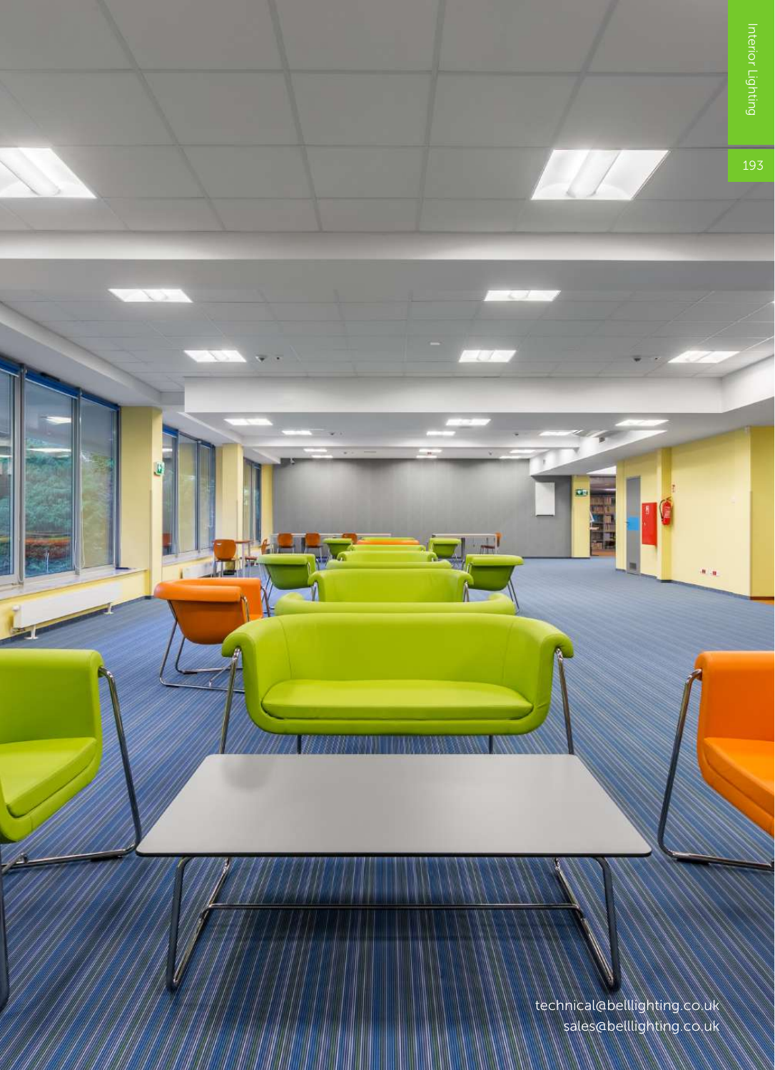technical@belllighting.co.uk
sales@belllighting.co.uk